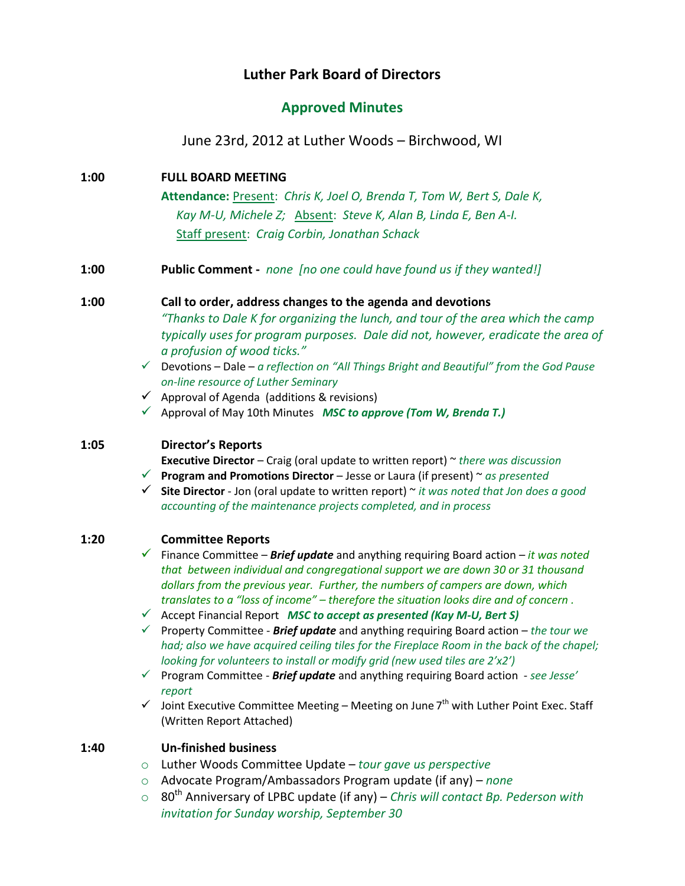# Luther Park Board of Directors

## Approved Minutes

June 23rd, 2012 at Luther Woods – Birchwood, WI

**1:00** **FULL BOARD MEETING**

**Attendance:** Present: *Chris K, Joel O, Brenda T, Tom W, Bert S, Dale K, Kay M-U, Michele Z;* Absent: *Steve K, Alan B, Linda E, Ben A-I.*
Staff present: *Craig Corbin, Jonathan Schack*

**1:00** **Public Comment -** *none [no one could have found us if they wanted!]*

**1:00** **Call to order, address changes to the agenda and devotions**

*"Thanks to Dale K for organizing the lunch, and tour of the area which the camp typically uses for program purposes. Dale did not, however, eradicate the area of a profusion of wood ticks."*

- ✓ Devotions – Dale – *a reflection on "All Things Bright and Beautiful" from the God Pause on-line resource of Luther Seminary*
- ✓ Approval of Agenda (additions & revisions)
- ✓ Approval of May 10th Minutes ***MSC to approve (Tom W, Brenda T.)***

**1:05** **Director's Reports**

**Executive Director** – Craig (oral update to written report) ~ *there was discussion*

- ✓ **Program and Promotions Director** – Jesse or Laura (if present) ~ *as presented*
- ✓ **Site Director** - Jon (oral update to written report) ~ *it was noted that Jon does a good accounting of the maintenance projects completed, and in process*

**1:20** **Committee Reports**

- ✓ Finance Committee – ***Brief update*** and anything requiring Board action – *it was noted that between individual and congregational support we are down 30 or 31 thousand dollars from the previous year. Further, the numbers of campers are down, which translates to a "loss of income" – therefore the situation looks dire and of concern .*
- ✓ Accept Financial Report ***MSC to accept as presented (Kay M-U, Bert S)***
- ✓ Property Committee - ***Brief update*** and anything requiring Board action – *the tour we had; also we have acquired ceiling tiles for the Fireplace Room in the back of the chapel; looking for volunteers to install or modify grid (new used tiles are 2'x2')*
- ✓ Program Committee - ***Brief update*** and anything requiring Board action - *see Jesse' report*
- ✓ Joint Executive Committee Meeting – Meeting on June 7th with Luther Point Exec. Staff (Written Report Attached)

**1:40** **Un-finished business**

- Luther Woods Committee Update – *tour gave us perspective*
- Advocate Program/Ambassadors Program update (if any) – *none*
- 80th Anniversary of LPBC update (if any) – *Chris will contact Bp. Pederson with invitation for Sunday worship, September 30*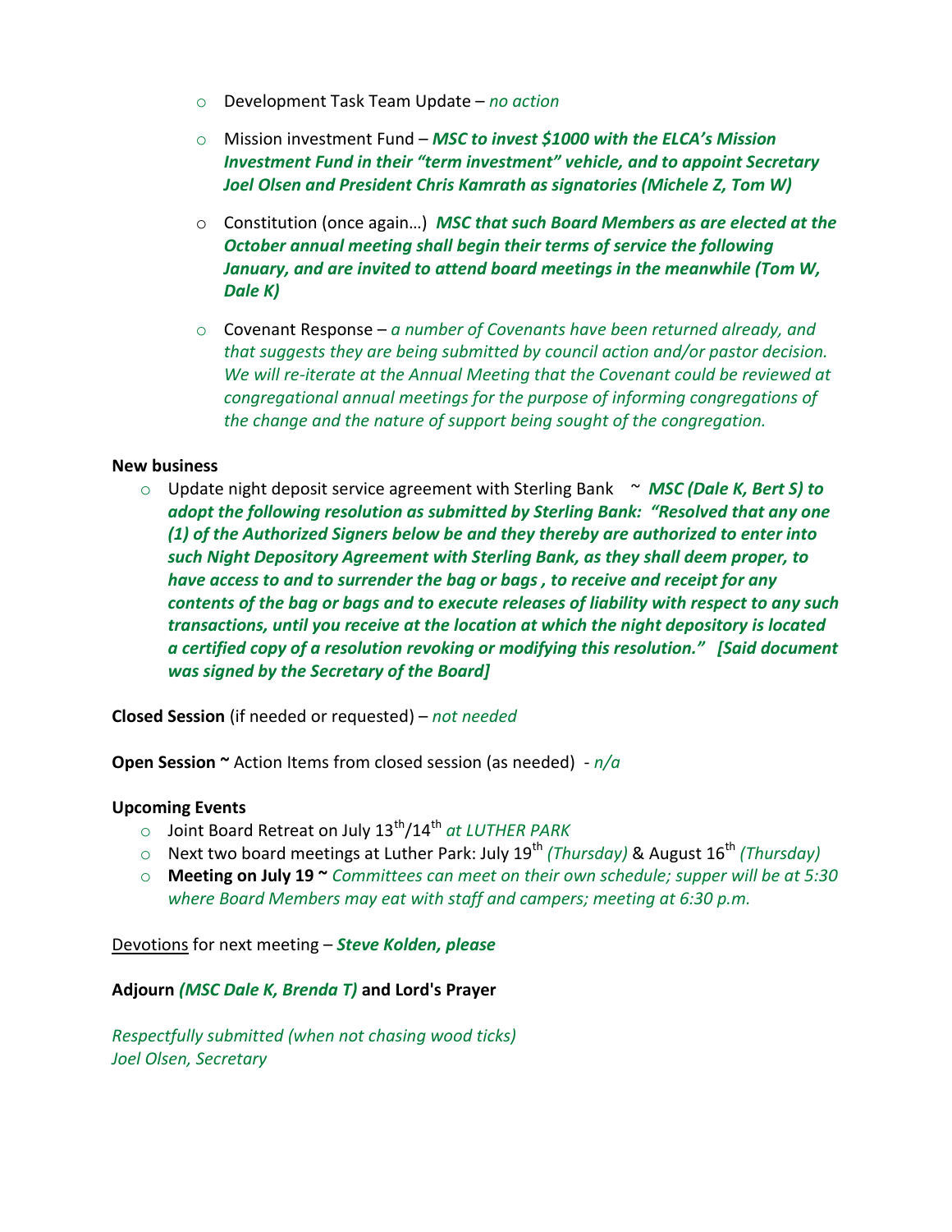- Development Task Team Update – *no action*
- Mission investment Fund – ***MSC to invest $1000 with the ELCA's Mission Investment Fund in their "term investment" vehicle, and to appoint Secretary Joel Olsen and President Chris Kamrath as signatories (Michele Z, Tom W)***
- Constitution (once again…) ***MSC that such Board Members as are elected at the October annual meeting shall begin their terms of service the following January, and are invited to attend board meetings in the meanwhile (Tom W, Dale K)***
- Covenant Response – *a number of Covenants have been returned already, and that suggests they are being submitted by council action and/or pastor decision. We will re-iterate at the Annual Meeting that the Covenant could be reviewed at congregational annual meetings for the purpose of informing congregations of the change and the nature of support being sought of the congregation.*

**New business**

- Update night deposit service agreement with Sterling Bank ~ ***MSC (Dale K, Bert S) to adopt the following resolution as submitted by Sterling Bank: "Resolved that any one (1) of the Authorized Signers below be and they thereby are authorized to enter into such Night Depository Agreement with Sterling Bank, as they shall deem proper, to have access to and to surrender the bag or bags , to receive and receipt for any contents of the bag or bags and to execute releases of liability with respect to any such transactions, until you receive at the location at which the night depository is located a certified copy of a resolution revoking or modifying this resolution." [Said document was signed by the Secretary of the Board]***

**Closed Session** (if needed or requested) – *not needed*

**Open Session ~** Action Items from closed session (as needed) - *n/a*

**Upcoming Events**

- Joint Board Retreat on July 13th/14th *at LUTHER PARK*
- Next two board meetings at Luther Park: July 19th *(Thursday)* & August 16th *(Thursday)*
- **Meeting on July 19 ~** *Committees can meet on their own schedule; supper will be at 5:30 where Board Members may eat with staff and campers; meeting at 6:30 p.m.*

Devotions for next meeting – ***Steve Kolden, please***

**Adjourn *(MSC Dale K, Brenda T)* and Lord's Prayer**

*Respectfully submitted (when not chasing wood ticks)*
*Joel Olsen, Secretary*